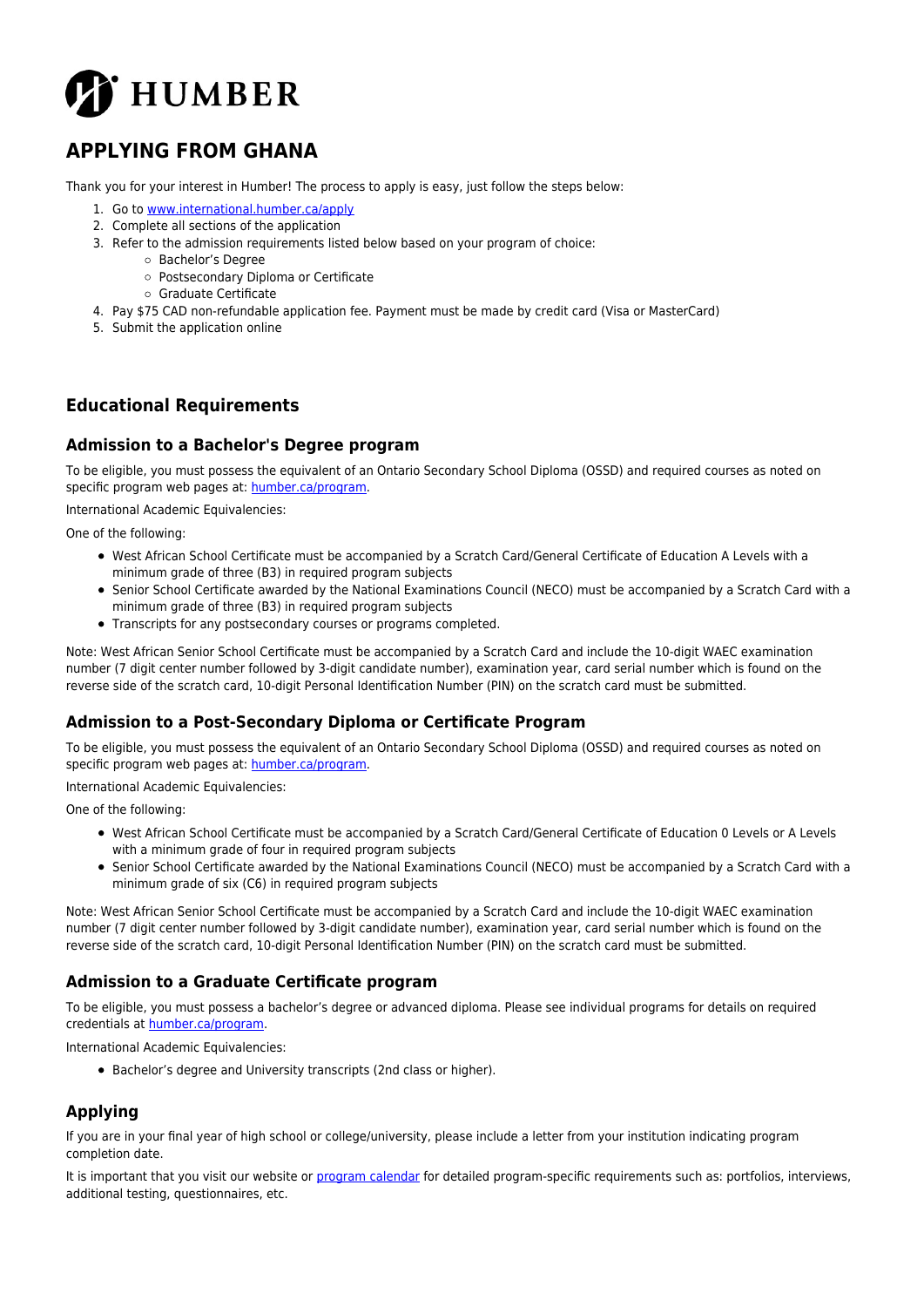HUMBER

# APPLYING FROM GHANA

Thank you for your interest in Humber! The process to apply is easy, just follow the steps below:

1. Go to www.international.humber.ca/apply
2. Complete all sections of the application
3. Refer to the admission requirements listed below based on your program of choice:
   - Bachelor's Degree
   - Postsecondary Diploma or Certificate
   - Graduate Certificate
4. Pay $75 CAD non-refundable application fee. Payment must be made by credit card (Visa or MasterCard)
5. Submit the application online

## Educational Requirements

### Admission to a Bachelor's Degree program

To be eligible, you must possess the equivalent of an Ontario Secondary School Diploma (OSSD) and required courses as noted on specific program web pages at: humber.ca/program.

International Academic Equivalencies:

One of the following:

- West African School Certificate must be accompanied by a Scratch Card/General Certificate of Education A Levels with a minimum grade of three (B3) in required program subjects
- Senior School Certificate awarded by the National Examinations Council (NECO) must be accompanied by a Scratch Card with a minimum grade of three (B3) in required program subjects
- Transcripts for any postsecondary courses or programs completed.

Note: West African Senior School Certificate must be accompanied by a Scratch Card and include the 10-digit WAEC examination number (7 digit center number followed by 3-digit candidate number), examination year, card serial number which is found on the reverse side of the scratch card, 10-digit Personal Identification Number (PIN) on the scratch card must be submitted.

### Admission to a Post-Secondary Diploma or Certificate Program

To be eligible, you must possess the equivalent of an Ontario Secondary School Diploma (OSSD) and required courses as noted on specific program web pages at: humber.ca/program.

International Academic Equivalencies:

One of the following:

- West African School Certificate must be accompanied by a Scratch Card/General Certificate of Education 0 Levels or A Levels with a minimum grade of four in required program subjects
- Senior School Certificate awarded by the National Examinations Council (NECO) must be accompanied by a Scratch Card with a minimum grade of six (C6) in required program subjects

Note: West African Senior School Certificate must be accompanied by a Scratch Card and include the 10-digit WAEC examination number (7 digit center number followed by 3-digit candidate number), examination year, card serial number which is found on the reverse side of the scratch card, 10-digit Personal Identification Number (PIN) on the scratch card must be submitted.

### Admission to a Graduate Certificate program

To be eligible, you must possess a bachelor's degree or advanced diploma. Please see individual programs for details on required credentials at humber.ca/program.

International Academic Equivalencies:

- Bachelor's degree and University transcripts (2nd class or higher).

## Applying

If you are in your final year of high school or college/university, please include a letter from your institution indicating program completion date.

It is important that you visit our website or program calendar for detailed program-specific requirements such as: portfolios, interviews, additional testing, questionnaires, etc.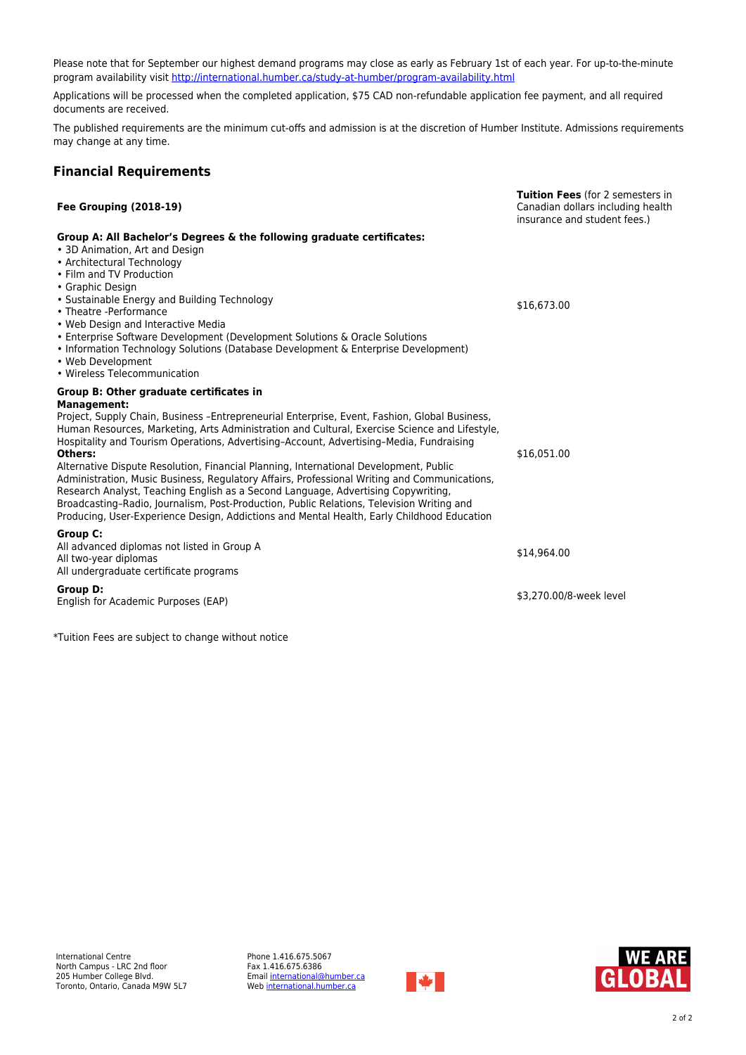Please note that for September our highest demand programs may close as early as February 1st of each year. For up-to-the-minute program availability visit http://international.humber.ca/study-at-humber/program-availability.html

Applications will be processed when the completed application, $75 CAD non-refundable application fee payment, and all required documents are received.

The published requirements are the minimum cut-offs and admission is at the discretion of Humber Institute. Admissions requirements may change at any time.

## Financial Requirements

| **Fee Grouping (2018-19)** | **Tuition Fees** (for 2 semesters in Canadian dollars including health insurance and student fees.) |
| --- | --- |
| **Group A: All Bachelor's Degrees & the following graduate certificates:**<br>• 3D Animation, Art and Design<br>• Architectural Technology<br>• Film and TV Production<br>• Graphic Design<br>• Sustainable Energy and Building Technology<br>• Theatre -Performance<br>• Web Design and Interactive Media<br>• Enterprise Software Development (Development Solutions & Oracle Solutions<br>• Information Technology Solutions (Database Development & Enterprise Development)<br>• Web Development<br>• Wireless Telecommunication | $16,673.00 |
| **Group B: Other graduate certificates in**<br>**Management:**<br>Project, Supply Chain, Business –Entrepreneurial Enterprise, Event, Fashion, Global Business, Human Resources, Marketing, Arts Administration and Cultural, Exercise Science and Lifestyle, Hospitality and Tourism Operations, Advertising–Account, Advertising–Media, Fundraising<br>**Others:**<br>Alternative Dispute Resolution, Financial Planning, International Development, Public Administration, Music Business, Regulatory Affairs, Professional Writing and Communications, Research Analyst, Teaching English as a Second Language, Advertising Copywriting, Broadcasting–Radio, Journalism, Post-Production, Public Relations, Television Writing and Producing, User-Experience Design, Addictions and Mental Health, Early Childhood Education | $16,051.00 |
| **Group C:**<br>All advanced diplomas not listed in Group A<br>All two-year diplomas<br>All undergraduate certificate programs | $14,964.00 |
| **Group D:**<br>English for Academic Purposes (EAP) | $3,270.00/8-week level |

*Tuition Fees are subject to change without notice

International Centre
North Campus - LRC 2nd floor
205 Humber College Blvd.
Toronto, Ontario, Canada M9W 5L7

Phone 1.416.675.5067
Fax 1.416.675.6386
Email international@humber.ca
Web international.humber.ca

WE ARE GLOBAL